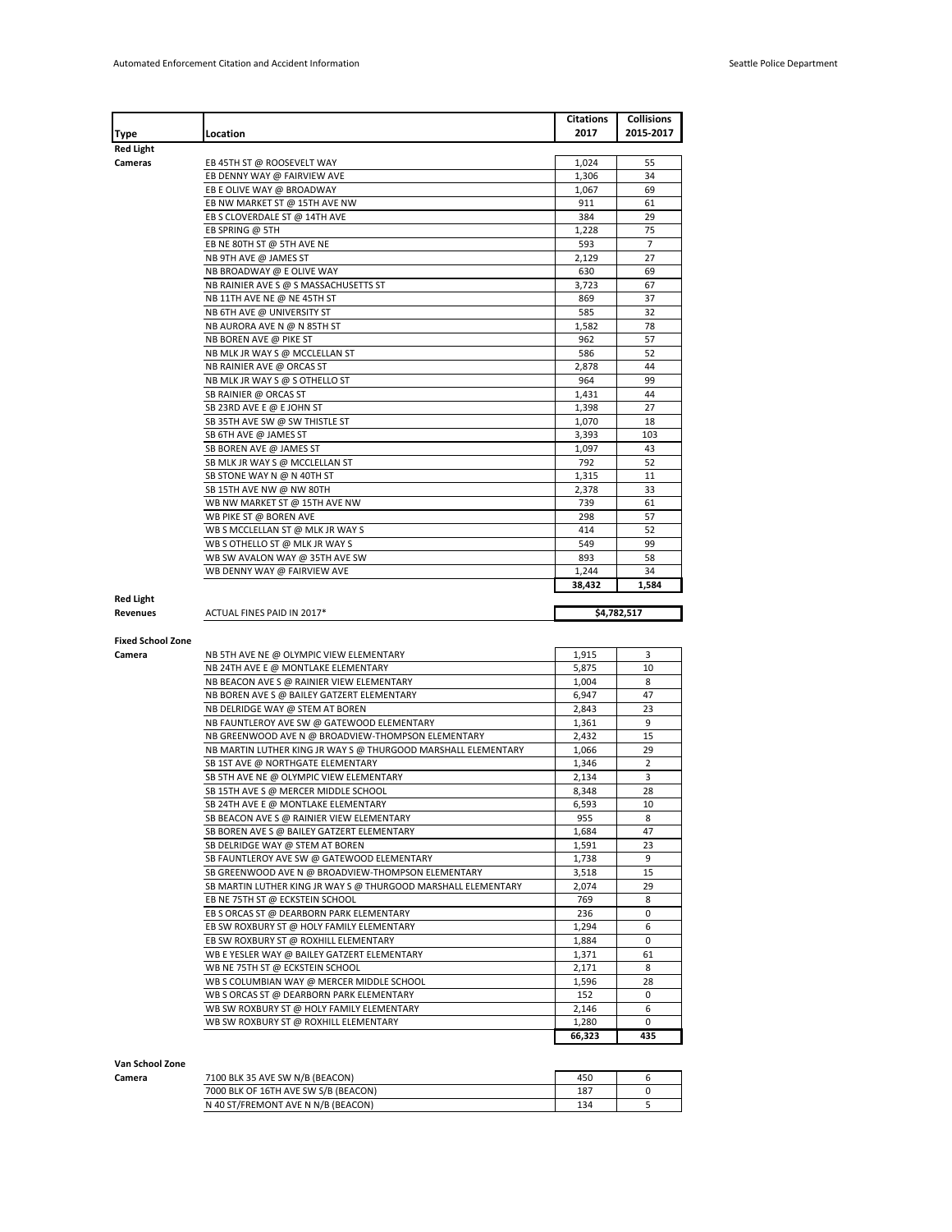| Type | Location | Citations 2017 | Collisions 2015-2017 |
|---|---|---|---|
| **Red Light Cameras** | EB 45TH ST @ ROOSEVELT WAY | 1,024 | 55 |
| | EB DENNY WAY @ FAIRVIEW AVE | 1,306 | 34 |
| | EB E OLIVE WAY @ BROADWAY | 1,067 | 69 |
| | EB NW MARKET ST @ 15TH AVE NW | 911 | 61 |
| | EB S CLOVERDALE ST @ 14TH AVE | 384 | 29 |
| | EB SPRING @ 5TH | 1,228 | 75 |
| | EB NE 80TH ST @ 5TH AVE NE | 593 | 7 |
| | NB 9TH AVE @ JAMES ST | 2,129 | 27 |
| | NB BROADWAY @ E OLIVE WAY | 630 | 69 |
| | NB RAINIER AVE S @ S MASSACHUSETTS ST | 3,723 | 67 |
| | NB 11TH AVE NE @ NE 45TH ST | 869 | 37 |
| | NB 6TH AVE @ UNIVERSITY ST | 585 | 32 |
| | NB AURORA AVE N @ N 85TH ST | 1,582 | 78 |
| | NB BOREN AVE @ PIKE ST | 962 | 57 |
| | NB MLK JR WAY S @ MCCLELLAN ST | 586 | 52 |
| | NB RAINIER AVE @ ORCAS ST | 2,878 | 44 |
| | NB MLK JR WAY S @ S OTHELLO ST | 964 | 99 |
| | SB RAINIER @ ORCAS ST | 1,431 | 44 |
| | SB 23RD AVE E @ E JOHN ST | 1,398 | 27 |
| | SB 35TH AVE SW @ SW THISTLE ST | 1,070 | 18 |
| | SB 6TH AVE @ JAMES ST | 3,393 | 103 |
| | SB BOREN AVE @ JAMES ST | 1,097 | 43 |
| | SB MLK JR WAY S @ MCCLELLAN ST | 792 | 52 |
| | SB STONE WAY N @ N 40TH ST | 1,315 | 11 |
| | SB 15TH AVE NW @ NW 80TH | 2,378 | 33 |
| | WB NW MARKET ST @ 15TH AVE NW | 739 | 61 |
| | WB PIKE ST @ BOREN AVE | 298 | 57 |
| | WB S MCCLELLAN ST @ MLK JR WAY S | 414 | 52 |
| | WB S OTHELLO ST @ MLK JR WAY S | 549 | 99 |
| | WB SW AVALON WAY @ 35TH AVE SW | 893 | 58 |
| | WB DENNY WAY @ FAIRVIEW AVE | 1,244 | 34 |
| | | **38,432** | **1,584** |
| **Red Light Revenues** | ACTUAL FINES PAID IN 2017* | **$4,782,517** | |
| **Fixed School Zone Camera** | NB 5TH AVE NE @ OLYMPIC VIEW ELEMENTARY | 1,915 | 3 |
| | NB 24TH AVE E @ MONTLAKE ELEMENTARY | 5,875 | 10 |
| | NB BEACON AVE S @ RAINIER VIEW ELEMENTARY | 1,004 | 8 |
| | NB BOREN AVE S @ BAILEY GATZERT ELEMENTARY | 6,947 | 47 |
| | NB DELRIDGE WAY @ STEM AT BOREN | 2,843 | 23 |
| | NB FAUNTLEROY AVE SW @ GATEWOOD ELEMENTARY | 1,361 | 9 |
| | NB GREENWOOD AVE N @ BROADVIEW-THOMPSON ELEMENTARY | 2,432 | 15 |
| | NB MARTIN LUTHER KING JR WAY S @ THURGOOD MARSHALL ELEMENTARY | 1,066 | 29 |
| | SB 1ST AVE @ NORTHGATE ELEMENTARY | 1,346 | 2 |
| | SB 5TH AVE NE @ OLYMPIC VIEW ELEMENTARY | 2,134 | 3 |
| | SB 15TH AVE S @ MERCER MIDDLE SCHOOL | 8,348 | 28 |
| | SB 24TH AVE E @ MONTLAKE ELEMENTARY | 6,593 | 10 |
| | SB BEACON AVE S @ RAINIER VIEW ELEMENTARY | 955 | 8 |
| | SB BOREN AVE S @ BAILEY GATZERT ELEMENTARY | 1,684 | 47 |
| | SB DELRIDGE WAY @ STEM AT BOREN | 1,591 | 23 |
| | SB FAUNTLEROY AVE SW @ GATEWOOD ELEMENTARY | 1,738 | 9 |
| | SB GREENWOOD AVE N @ BROADVIEW-THOMPSON ELEMENTARY | 3,518 | 15 |
| | SB MARTIN LUTHER KING JR WAY S @ THURGOOD MARSHALL ELEMENTARY | 2,074 | 29 |
| | EB NE 75TH ST @ ECKSTEIN SCHOOL | 769 | 8 |
| | EB S ORCAS ST @ DEARBORN PARK ELEMENTARY | 236 | 0 |
| | EB SW ROXBURY ST @ HOLY FAMILY ELEMENTARY | 1,294 | 6 |
| | EB SW ROXBURY ST @ ROXHILL ELEMENTARY | 1,884 | 0 |
| | WB E YESLER WAY @ BAILEY GATZERT ELEMENTARY | 1,371 | 61 |
| | WB NE 75TH ST @ ECKSTEIN SCHOOL | 2,171 | 8 |
| | WB S COLUMBIAN WAY @ MERCER MIDDLE SCHOOL | 1,596 | 28 |
| | WB S ORCAS ST @ DEARBORN PARK ELEMENTARY | 152 | 0 |
| | WB SW ROXBURY ST @ HOLY FAMILY ELEMENTARY | 2,146 | 6 |
| | WB SW ROXBURY ST @ ROXHILL ELEMENTARY | 1,280 | 0 |
| | | **66,323** | **435** |
| **Van School Zone Camera** | 7100 BLK 35 AVE SW N/B (BEACON) | 450 | 6 |
| | 7000 BLK OF 16TH AVE SW S/B (BEACON) | 187 | 0 |
| | N 40 ST/FREMONT AVE N N/B (BEACON) | 134 | 5 |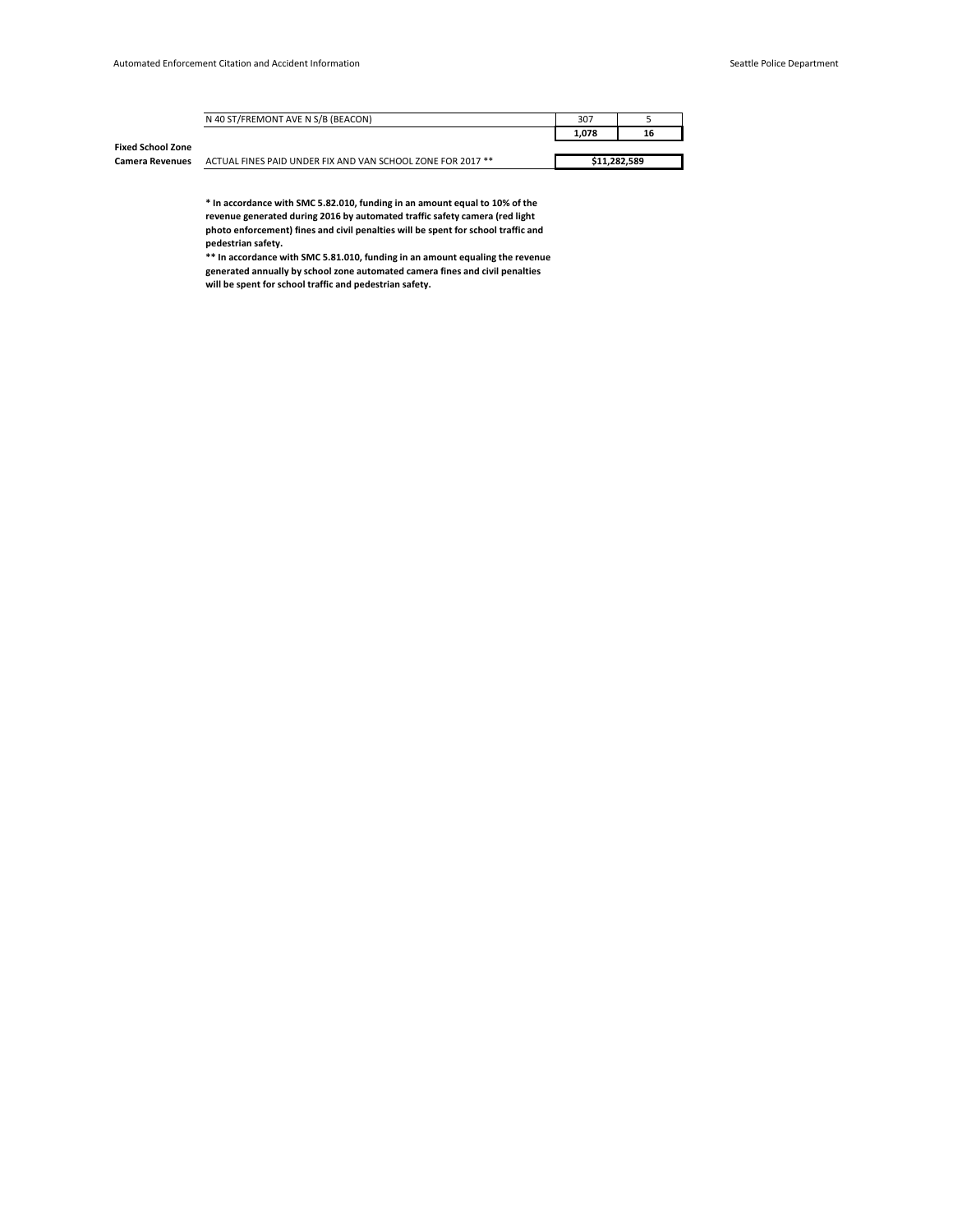| | | | |
|---|---|---|---|
| | N 40 ST/FREMONT AVE N S/B (BEACON) | 307 | 5 |
| | | **1,078** | **16** |
| **Fixed School Zone Camera Revenues** | ACTUAL FINES PAID UNDER FIX AND VAN SCHOOL ZONE FOR 2017 ** | **$11,282,589** | |

**\* In accordance with SMC 5.82.010, funding in an amount equal to 10% of the revenue generated during 2016 by automated traffic safety camera (red light photo enforcement) fines and civil penalties will be spent for school traffic and pedestrian safety.**

**\*\* In accordance with SMC 5.81.010, funding in an amount equaling the revenue generated annually by school zone automated camera fines and civil penalties will be spent for school traffic and pedestrian safety.**